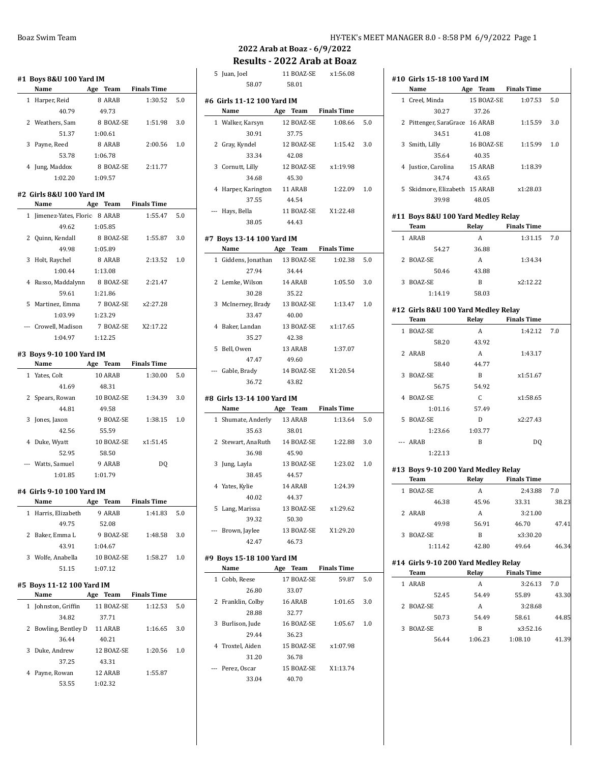## 2022 Arab at Boaz - 6/9/2022

## Results - 2022 Arab at Boaz

### #1 Boys 8&U 100 Yard IM

| | Name | Age | Team | Finals Time | |
|---|---|---|---|---|---|
| 1 | Harper, Reid | 8 | ARAB | 1:30.52 | 5.0 |
| | 40.79 | 49.73 | | | |
| 2 | Weathers, Sam | 8 | BOAZ-SE | 1:51.98 | 3.0 |
| | 51.37 | 1:00.61 | | | |
| 3 | Payne, Reed | 8 | ARAB | 2:00.56 | 1.0 |
| | 53.78 | 1:06.78 | | | |
| 4 | Jung, Maddox | 8 | BOAZ-SE | 2:11.77 | |
| | 1:02.20 | 1:09.57 | | | |

### #2 Girls 8&U 100 Yard IM

| | Name | Age | Team | Finals Time | |
|---|---|---|---|---|---|
| 1 | Jimenez-Yates, Floric | 8 | ARAB | 1:55.47 | 5.0 |
| | 49.62 | 1:05.85 | | | |
| 2 | Quinn, Kendall | 8 | BOAZ-SE | 1:55.87 | 3.0 |
| | 49.98 | 1:05.89 | | | |
| 3 | Holt, Raychel | 8 | ARAB | 2:13.52 | 1.0 |
| | 1:00.44 | 1:13.08 | | | |
| 4 | Russo, Maddalynn | 8 | BOAZ-SE | 2:21.47 | |
| | 59.61 | 1:21.86 | | | |
| 5 | Martinez, Emma | 7 | BOAZ-SE | x2:27.28 | |
| | 1:03.99 | 1:23.29 | | | |
| --- | Crowell, Madison | 7 | BOAZ-SE | X2:17.22 | |
| | 1:04.97 | 1:12.25 | | | |

### #3 Boys 9-10 100 Yard IM

| | Name | Age | Team | Finals Time | |
|---|---|---|---|---|---|
| 1 | Yates, Colt | 10 | ARAB | 1:30.00 | 5.0 |
| | 41.69 | 48.31 | | | |
| 2 | Spears, Rowan | 10 | BOAZ-SE | 1:34.39 | 3.0 |
| | 44.81 | 49.58 | | | |
| 3 | Jones, Jaxon | 9 | BOAZ-SE | 1:38.15 | 1.0 |
| | 42.56 | 55.59 | | | |
| 4 | Duke, Wyatt | 10 | BOAZ-SE | x1:51.45 | |
| | 52.95 | 58.50 | | | |
| --- | Watts, Samuel | 9 | ARAB | DQ | |
| | 1:01.85 | 1:01.79 | | | |

### #4 Girls 9-10 100 Yard IM

| | Name | Age | Team | Finals Time | |
|---|---|---|---|---|---|
| 1 | Harris, Elizabeth | 9 | ARAB | 1:41.83 | 5.0 |
| | 49.75 | 52.08 | | | |
| 2 | Baker, Emma L | 9 | BOAZ-SE | 1:48.58 | 3.0 |
| | 43.91 | 1:04.67 | | | |
| 3 | Wolfe, Anabella | 10 | BOAZ-SE | 1:58.27 | 1.0 |
| | 51.15 | 1:07.12 | | | |

### #5 Boys 11-12 100 Yard IM

| | Name | Age | Team | Finals Time | |
|---|---|---|---|---|---|
| 1 | Johnston, Griffin | 11 | BOAZ-SE | 1:12.53 | 5.0 |
| | 34.82 | 37.71 | | | |
| 2 | Bowling, Bentley D | 11 | ARAB | 1:16.65 | 3.0 |
| | 36.44 | 40.21 | | | |
| 3 | Duke, Andrew | 12 | BOAZ-SE | 1:20.56 | 1.0 |
| | 37.25 | 43.31 | | | |
| 4 | Payne, Rowan | 12 | ARAB | 1:55.87 | |
| | 53.55 | 1:02.32 | | | |
| 5 | Juan, Joel | 11 | BOAZ-SE | x1:56.08 | |
| | 58.07 | 58.01 | | | |

### #6 Girls 11-12 100 Yard IM

| | Name | Age | Team | Finals Time | |
|---|---|---|---|---|---|
| 1 | Walker, Karsyn | 12 | BOAZ-SE | 1:08.66 | 5.0 |
| | 30.91 | 37.75 | | | |
| 2 | Gray, Kyndel | 12 | BOAZ-SE | 1:15.42 | 3.0 |
| | 33.34 | 42.08 | | | |
| 3 | Cornutt, Lilly | 12 | BOAZ-SE | x1:19.98 | |
| | 34.68 | 45.30 | | | |
| 4 | Harper, Karington | 11 | ARAB | 1:22.09 | 1.0 |
| | 37.55 | 44.54 | | | |
| --- | Hays, Bella | 11 | BOAZ-SE | X1:22.48 | |
| | 38.05 | 44.43 | | | |

### #7 Boys 13-14 100 Yard IM

| | Name | Age | Team | Finals Time | |
|---|---|---|---|---|---|
| 1 | Giddens, Jonathan | 13 | BOAZ-SE | 1:02.38 | 5.0 |
| | 27.94 | 34.44 | | | |
| 2 | Lemke, Wilson | 14 | ARAB | 1:05.50 | 3.0 |
| | 30.28 | 35.22 | | | |
| 3 | McInerney, Brady | 13 | BOAZ-SE | 1:13.47 | 1.0 |
| | 33.47 | 40.00 | | | |
| 4 | Baker, Landan | 13 | BOAZ-SE | x1:17.65 | |
| | 35.27 | 42.38 | | | |
| 5 | Bell, Owen | 13 | ARAB | 1:37.07 | |
| | 47.47 | 49.60 | | | |
| --- | Gable, Brady | 14 | BOAZ-SE | X1:20.54 | |
| | 36.72 | 43.82 | | | |

### #8 Girls 13-14 100 Yard IM

| | Name | Age | Team | Finals Time | |
|---|---|---|---|---|---|
| 1 | Shumate, Anderly | 13 | ARAB | 1:13.64 | 5.0 |
| | 35.63 | 38.01 | | | |
| 2 | Stewart, AnaRuth | 14 | BOAZ-SE | 1:22.88 | 3.0 |
| | 36.98 | 45.90 | | | |
| 3 | Jung, Layla | 13 | BOAZ-SE | 1:23.02 | 1.0 |
| | 38.45 | 44.57 | | | |
| 4 | Yates, Kylie | 14 | ARAB | 1:24.39 | |
| | 40.02 | 44.37 | | | |
| 5 | Lang, Marissa | 13 | BOAZ-SE | x1:29.62 | |
| | 39.32 | 50.30 | | | |
| --- | Brown, Jaylee | 13 | BOAZ-SE | X1:29.20 | |
| | 42.47 | 46.73 | | | |

### #9 Boys 15-18 100 Yard IM

| | Name | Age | Team | Finals Time | |
|---|---|---|---|---|---|
| 1 | Cobb, Reese | 17 | BOAZ-SE | 59.87 | 5.0 |
| | 26.80 | 33.07 | | | |
| 2 | Franklin, Colby | 16 | ARAB | 1:01.65 | 3.0 |
| | 28.88 | 32.77 | | | |
| 3 | Burlison, Jude | 16 | BOAZ-SE | 1:05.67 | 1.0 |
| | 29.44 | 36.23 | | | |
| 4 | Troxtel, Aiden | 15 | BOAZ-SE | x1:07.98 | |
| | 31.20 | 36.78 | | | |
| --- | Perez, Oscar | 15 | BOAZ-SE | X1:13.74 | |
| | 33.04 | 40.70 | | | |

### #10 Girls 15-18 100 Yard IM

| | Name | Age | Team | Finals Time | |
|---|---|---|---|---|---|
| 1 | Creel, Minda | 15 | BOAZ-SE | 1:07.53 | 5.0 |
| | 30.27 | 37.26 | | | |
| 2 | Pittenger, SaraGrace | 16 | ARAB | 1:15.59 | 3.0 |
| | 34.51 | 41.08 | | | |
| 3 | Smith, Lilly | 16 | BOAZ-SE | 1:15.99 | 1.0 |
| | 35.64 | 40.35 | | | |
| 4 | Justice, Carolina | 15 | ARAB | 1:18.39 | |
| | 34.74 | 43.65 | | | |
| 5 | Skidmore, Elizabeth | 15 | ARAB | x1:28.03 | |
| | 39.98 | 48.05 | | | |

### #11 Boys 8&U 100 Yard Medley Relay

| | Team | Relay | Finals Time | |
|---|---|---|---|---|
| 1 | ARAB | A | 1:31.15 | 7.0 |
| | 54.27 | 36.88 | | |
| 2 | BOAZ-SE | A | 1:34.34 | |
| | 50.46 | 43.88 | | |
| 3 | BOAZ-SE | B | x2:12.22 | |
| | 1:14.19 | 58.03 | | |

### #12 Girls 8&U 100 Yard Medley Relay

| | Team | Relay | Finals Time | |
|---|---|---|---|---|
| 1 | BOAZ-SE | A | 1:42.12 | 7.0 |
| | 58.20 | 43.92 | | |
| 2 | ARAB | A | 1:43.17 | |
| | 58.40 | 44.77 | | |
| 3 | BOAZ-SE | B | x1:51.67 | |
| | 56.75 | 54.92 | | |
| 4 | BOAZ-SE | C | x1:58.65 | |
| | 1:01.16 | 57.49 | | |
| 5 | BOAZ-SE | D | x2:27.43 | |
| | 1:23.66 | 1:03.77 | | |
| --- | ARAB | B | DQ | |
| | 1:22.13 | | | |

### #13 Boys 9-10 200 Yard Medley Relay

| | Team | Relay | Finals Time | |
|---|---|---|---|---|
| 1 | BOAZ-SE | A | 2:43.88 | 7.0 |
| | 46.38 | 45.96 | 33.31 | 38.23 |
| 2 | ARAB | A | 3:21.00 | |
| | 49.98 | 56.91 | 46.70 | 47.41 |
| 3 | BOAZ-SE | B | x3:30.20 | |
| | 1:11.42 | 42.80 | 49.64 | 46.34 |

### #14 Girls 9-10 200 Yard Medley Relay

| | Team | Relay | Finals Time | |
|---|---|---|---|---|
| 1 | ARAB | A | 3:26.13 | 7.0 |
| | 52.45 | 54.49 | 55.89 | 43.30 |
| 2 | BOAZ-SE | A | 3:28.68 | |
| | 50.73 | 54.49 | 58.61 | 44.85 |
| 3 | BOAZ-SE | B | x3:52.16 | |
| | 56.44 | 1:06.23 | 1:08.10 | 41.39 |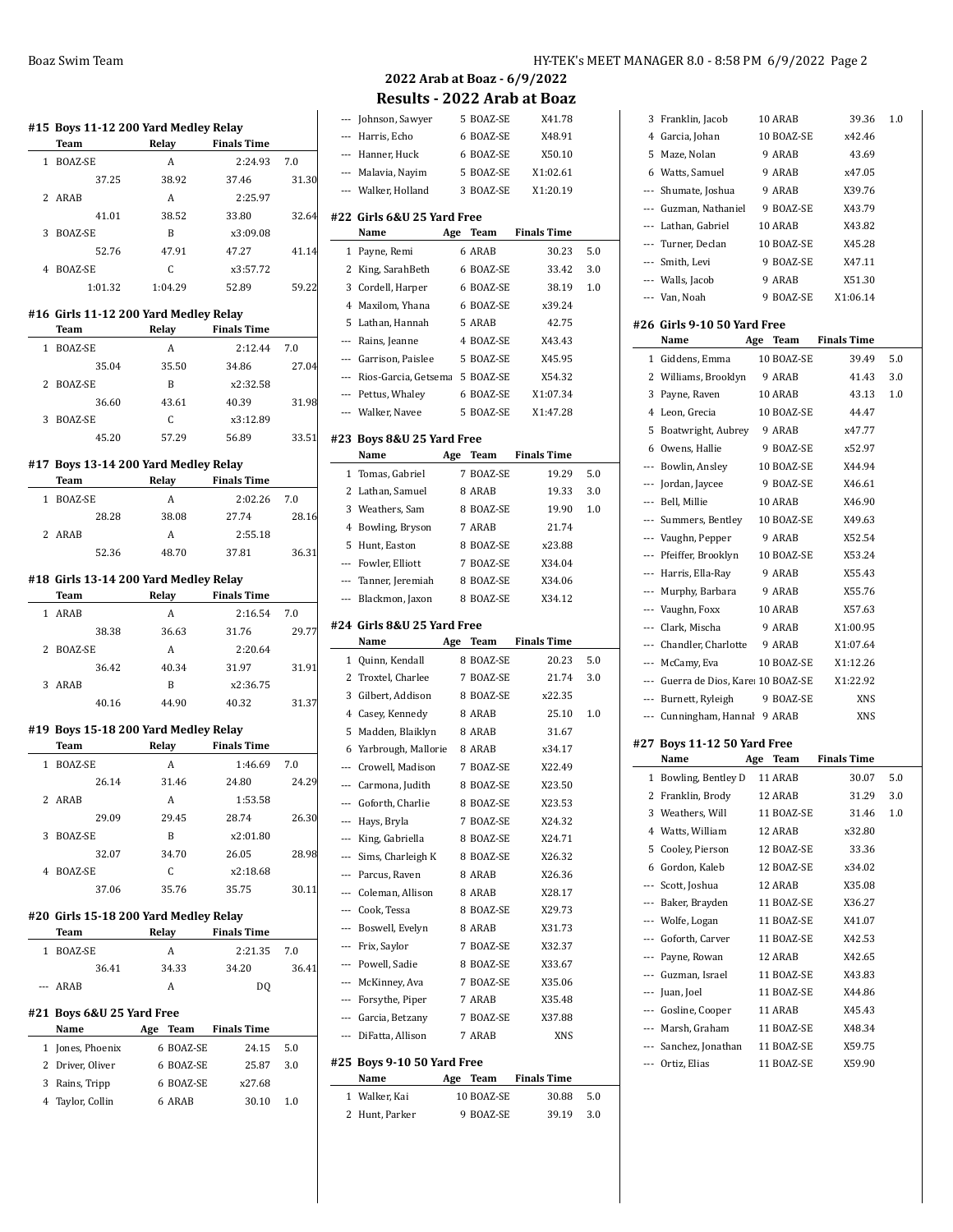## 2022 Arab at Boaz - 6/9/2022

## Results - 2022 Arab at Boaz

### #15 Boys 11-12 200 Yard Medley Relay

| | Team | Relay | Finals Time | |
|---|---|---|---|---|
| 1 | BOAZ-SE | A | 2:24.93 | 7.0 |
| | 37.25 | 38.92 | 37.46 | 31.30 |
| 2 | ARAB | A | 2:25.97 | |
| | 41.01 | 38.52 | 33.80 | 32.64 |
| 3 | BOAZ-SE | B | x3:09.08 | |
| | 52.76 | 47.91 | 47.27 | 41.14 |
| 4 | BOAZ-SE | C | x3:57.72 | |
| | 1:01.32 | 1:04.29 | 52.89 | 59.22 |

### #16 Girls 11-12 200 Yard Medley Relay

| | Team | Relay | Finals Time | |
|---|---|---|---|---|
| 1 | BOAZ-SE | A | 2:12.44 | 7.0 |
| | 35.04 | 35.50 | 34.86 | 27.04 |
| 2 | BOAZ-SE | B | x2:32.58 | |
| | 36.60 | 43.61 | 40.39 | 31.98 |
| 3 | BOAZ-SE | C | x3:12.89 | |
| | 45.20 | 57.29 | 56.89 | 33.51 |

### #17 Boys 13-14 200 Yard Medley Relay

| | Team | Relay | Finals Time | |
|---|---|---|---|---|
| 1 | BOAZ-SE | A | 2:02.26 | 7.0 |
| | 28.28 | 38.08 | 27.74 | 28.16 |
| 2 | ARAB | A | 2:55.18 | |
| | 52.36 | 48.70 | 37.81 | 36.31 |

### #18 Girls 13-14 200 Yard Medley Relay

| | Team | Relay | Finals Time | |
|---|---|---|---|---|
| 1 | ARAB | A | 2:16.54 | 7.0 |
| | 38.38 | 36.63 | 31.76 | 29.77 |
| 2 | BOAZ-SE | A | 2:20.64 | |
| | 36.42 | 40.34 | 31.97 | 31.91 |
| 3 | ARAB | B | x2:36.75 | |
| | 40.16 | 44.90 | 40.32 | 31.37 |

### #19 Boys 15-18 200 Yard Medley Relay

| | Team | Relay | Finals Time | |
|---|---|---|---|---|
| 1 | BOAZ-SE | A | 1:46.69 | 7.0 |
| | 26.14 | 31.46 | 24.80 | 24.29 |
| 2 | ARAB | A | 1:53.58 | |
| | 29.09 | 29.45 | 28.74 | 26.30 |
| 3 | BOAZ-SE | B | x2:01.80 | |
| | 32.07 | 34.70 | 26.05 | 28.98 |
| 4 | BOAZ-SE | C | x2:18.68 | |
| | 37.06 | 35.76 | 35.75 | 30.11 |

### #20 Girls 15-18 200 Yard Medley Relay

| | Team | Relay | Finals Time | |
|---|---|---|---|---|
| 1 | BOAZ-SE | A | 2:21.35 | 7.0 |
| | 36.41 | 34.33 | 34.20 | 36.41 |
| --- | ARAB | A | DQ | |

### #21 Boys 6&U 25 Yard Free

| | Name | Age | Team | Finals Time | |
|---|---|---|---|---|---|
| 1 | Jones, Phoenix | 6 | BOAZ-SE | 24.15 | 5.0 |
| 2 | Driver, Oliver | 6 | BOAZ-SE | 25.87 | 3.0 |
| 3 | Rains, Tripp | 6 | BOAZ-SE | x27.68 | |
| 4 | Taylor, Collin | 6 | ARAB | 30.10 | 1.0 |
| --- | Johnson, Sawyer | 5 | BOAZ-SE | X41.78 | |
| --- | Harris, Echo | 6 | BOAZ-SE | X48.91 | |
| --- | Hanner, Huck | 6 | BOAZ-SE | X50.10 | |
| --- | Malavia, Nayim | 5 | BOAZ-SE | X1:02.61 | |
| --- | Walker, Holland | 3 | BOAZ-SE | X1:20.19 | |

### #22 Girls 6&U 25 Yard Free

| | Name | Age | Team | Finals Time | |
|---|---|---|---|---|---|
| 1 | Payne, Remi | 6 | ARAB | 30.23 | 5.0 |
| 2 | King, SarahBeth | 6 | BOAZ-SE | 33.42 | 3.0 |
| 3 | Cordell, Harper | 6 | BOAZ-SE | 38.19 | 1.0 |
| 4 | Maxilom, Yhana | 6 | BOAZ-SE | x39.24 | |
| 5 | Lathan, Hannah | 5 | ARAB | 42.75 | |
| --- | Rains, Jeanne | 4 | BOAZ-SE | X43.43 | |
| --- | Garrison, Paislee | 5 | BOAZ-SE | X45.95 | |
| --- | Rios-Garcia, Getsema | 5 | BOAZ-SE | X54.32 | |
| --- | Pettus, Whaley | 6 | BOAZ-SE | X1:07.34 | |
| --- | Walker, Navee | 5 | BOAZ-SE | X1:47.28 | |

### #23 Boys 8&U 25 Yard Free

| | Name | Age | Team | Finals Time | |
|---|---|---|---|---|---|
| 1 | Tomas, Gabriel | 7 | BOAZ-SE | 19.29 | 5.0 |
| 2 | Lathan, Samuel | 8 | ARAB | 19.33 | 3.0 |
| 3 | Weathers, Sam | 8 | BOAZ-SE | 19.90 | 1.0 |
| 4 | Bowling, Bryson | 7 | ARAB | 21.74 | |
| 5 | Hunt, Easton | 8 | BOAZ-SE | x23.88 | |
| --- | Fowler, Elliott | 7 | BOAZ-SE | X34.04 | |
| --- | Tanner, Jeremiah | 8 | BOAZ-SE | X34.06 | |
| --- | Blackmon, Jaxon | 8 | BOAZ-SE | X34.12 | |

### #24 Girls 8&U 25 Yard Free

| | Name | Age | Team | Finals Time | |
|---|---|---|---|---|---|
| 1 | Quinn, Kendall | 8 | BOAZ-SE | 20.23 | 5.0 |
| 2 | Troxtel, Charlee | 7 | BOAZ-SE | 21.74 | 3.0 |
| 3 | Gilbert, Addison | 8 | BOAZ-SE | x22.35 | |
| 4 | Casey, Kennedy | 8 | ARAB | 25.10 | 1.0 |
| 5 | Madden, Blaiklyn | 8 | ARAB | 31.67 | |
| 6 | Yarbrough, Mallorie | 8 | ARAB | x34.17 | |
| --- | Crowell, Madison | 7 | BOAZ-SE | X22.49 | |
| --- | Carmona, Judith | 8 | BOAZ-SE | X23.50 | |
| --- | Goforth, Charlie | 8 | BOAZ-SE | X23.53 | |
| --- | Hays, Bryla | 7 | BOAZ-SE | X24.32 | |
| --- | King, Gabriella | 8 | BOAZ-SE | X24.71 | |
| --- | Sims, Charleigh K | 8 | BOAZ-SE | X26.32 | |
| --- | Parcus, Raven | 8 | ARAB | X26.36 | |
| --- | Coleman, Allison | 8 | ARAB | X28.17 | |
| --- | Cook, Tessa | 8 | BOAZ-SE | X29.73 | |
| --- | Boswell, Evelyn | 8 | ARAB | X31.73 | |
| --- | Frix, Saylor | 7 | BOAZ-SE | X32.37 | |
| --- | Powell, Sadie | 8 | BOAZ-SE | X33.67 | |
| --- | McKinney, Ava | 7 | BOAZ-SE | X35.06 | |
| --- | Forsythe, Piper | 7 | ARAB | X35.48 | |
| --- | Garcia, Betzany | 7 | BOAZ-SE | X37.88 | |
| --- | DiFatta, Allison | 7 | ARAB | XNS | |

### #25 Boys 9-10 50 Yard Free

| | Name | Age | Team | Finals Time | |
|---|---|---|---|---|---|
| 1 | Walker, Kai | 10 | BOAZ-SE | 30.88 | 5.0 |
| 2 | Hunt, Parker | 9 | BOAZ-SE | 39.19 | 3.0 |
| 3 | Franklin, Jacob | 10 | ARAB | 39.36 | 1.0 |
| 4 | Garcia, Johan | 10 | BOAZ-SE | x42.46 | |
| 5 | Maze, Nolan | 9 | ARAB | 43.69 | |
| 6 | Watts, Samuel | 9 | ARAB | x47.05 | |
| --- | Shumate, Joshua | 9 | ARAB | X39.76 | |
| --- | Guzman, Nathaniel | 9 | BOAZ-SE | X43.79 | |
| --- | Lathan, Gabriel | 10 | ARAB | X43.82 | |
| --- | Turner, Declan | 10 | BOAZ-SE | X45.28 | |
| --- | Smith, Levi | 9 | BOAZ-SE | X47.11 | |
| --- | Walls, Jacob | 9 | ARAB | X51.30 | |
| --- | Van, Noah | 9 | BOAZ-SE | X1:06.14 | |

### #26 Girls 9-10 50 Yard Free

| | Name | Age | Team | Finals Time | |
|---|---|---|---|---|---|
| 1 | Giddens, Emma | 10 | BOAZ-SE | 39.49 | 5.0 |
| 2 | Williams, Brooklyn | 9 | ARAB | 41.43 | 3.0 |
| 3 | Payne, Raven | 10 | ARAB | 43.13 | 1.0 |
| 4 | Leon, Grecia | 10 | BOAZ-SE | 44.47 | |
| 5 | Boatwright, Aubrey | 9 | ARAB | x47.77 | |
| 6 | Owens, Hallie | 9 | BOAZ-SE | x52.97 | |
| --- | Bowlin, Ansley | 10 | BOAZ-SE | X44.94 | |
| --- | Jordan, Jaycee | 9 | BOAZ-SE | X46.61 | |
| --- | Bell, Millie | 10 | ARAB | X46.90 | |
| --- | Summers, Bentley | 10 | BOAZ-SE | X49.63 | |
| --- | Vaughn, Pepper | 9 | ARAB | X52.54 | |
| --- | Pfeiffer, Brooklyn | 10 | BOAZ-SE | X53.24 | |
| --- | Harris, Ella-Ray | 9 | ARAB | X55.43 | |
| --- | Murphy, Barbara | 9 | ARAB | X55.76 | |
| --- | Vaughn, Foxx | 10 | ARAB | X57.63 | |
| --- | Clark, Mischa | 9 | ARAB | X1:00.95 | |
| --- | Chandler, Charlotte | 9 | ARAB | X1:07.64 | |
| --- | McCamy, Eva | 10 | BOAZ-SE | X1:12.26 | |
| --- | Guerra de Dios, Karen | 10 | BOAZ-SE | X1:22.92 | |
| --- | Burnett, Ryleigh | 9 | BOAZ-SE | XNS | |
| --- | Cunningham, Hannah | 9 | ARAB | XNS | |

### #27 Boys 11-12 50 Yard Free

| | Name | Age | Team | Finals Time | |
|---|---|---|---|---|---|
| 1 | Bowling, Bentley D | 11 | ARAB | 30.07 | 5.0 |
| 2 | Franklin, Brody | 12 | ARAB | 31.29 | 3.0 |
| 3 | Weathers, Will | 11 | BOAZ-SE | 31.46 | 1.0 |
| 4 | Watts, William | 12 | ARAB | x32.80 | |
| 5 | Cooley, Pierson | 12 | BOAZ-SE | 33.36 | |
| 6 | Gordon, Kaleb | 12 | BOAZ-SE | x34.02 | |
| --- | Scott, Joshua | 12 | ARAB | X35.08 | |
| --- | Baker, Brayden | 11 | BOAZ-SE | X36.27 | |
| --- | Wolfe, Logan | 11 | BOAZ-SE | X41.07 | |
| --- | Goforth, Carver | 11 | BOAZ-SE | X42.53 | |
| --- | Payne, Rowan | 12 | ARAB | X42.65 | |
| --- | Guzman, Israel | 11 | BOAZ-SE | X43.83 | |
| --- | Juan, Joel | 11 | BOAZ-SE | X44.86 | |
| --- | Gosline, Cooper | 11 | ARAB | X45.43 | |
| --- | Marsh, Graham | 11 | BOAZ-SE | X48.34 | |
| --- | Sanchez, Jonathan | 11 | BOAZ-SE | X59.75 | |
| --- | Ortiz, Elias | 11 | BOAZ-SE | X59.90 | |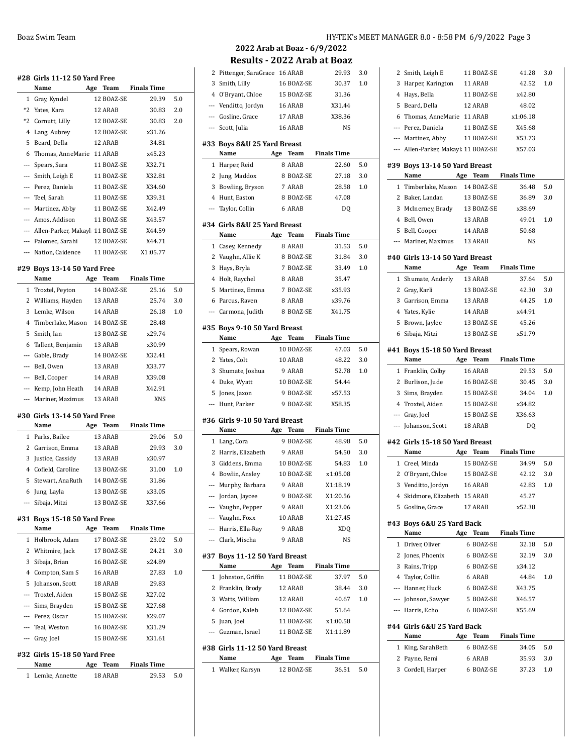## 2022 Arab at Boaz - 6/9/2022

## Results - 2022 Arab at Boaz

### #28 Girls 11-12 50 Yard Free

| | Name | Age | Team | Finals Time | |
|---|---|---|---|---|---|
| 1 | Gray, Kyndel | 12 | BOAZ-SE | 29.39 | 5.0 |
| *2 | Yates, Kara | 12 | ARAB | 30.83 | 2.0 |
| *2 | Cornutt, Lilly | 12 | BOAZ-SE | 30.83 | 2.0 |
| 4 | Lang, Aubrey | 12 | BOAZ-SE | x31.26 | |
| 5 | Beard, Della | 12 | ARAB | 34.81 | |
| 6 | Thomas, AnneMarie | 11 | ARAB | x45.23 | |
| --- | Spears, Sara | 11 | BOAZ-SE | X32.71 | |
| --- | Smith, Leigh E | 11 | BOAZ-SE | X32.81 | |
| --- | Perez, Daniela | 11 | BOAZ-SE | X34.60 | |
| --- | Teel, Sarah | 11 | BOAZ-SE | X39.31 | |
| --- | Martinez, Abby | 11 | BOAZ-SE | X42.49 | |
| --- | Amos, Addison | 11 | BOAZ-SE | X43.57 | |
| --- | Allen-Parker, Makayl | 11 | BOAZ-SE | X44.59 | |
| --- | Palomec, Sarahi | 12 | BOAZ-SE | X44.71 | |
| --- | Nation, Caidence | 11 | BOAZ-SE | X1:05.77 | |

### #29 Boys 13-14 50 Yard Free

| | Name | Age | Team | Finals Time | |
|---|---|---|---|---|---|
| 1 | Troxtel, Peyton | 14 | BOAZ-SE | 25.16 | 5.0 |
| 2 | Williams, Hayden | 13 | ARAB | 25.74 | 3.0 |
| 3 | Lemke, Wilson | 14 | ARAB | 26.18 | 1.0 |
| 4 | Timberlake, Mason | 14 | BOAZ-SE | 28.48 | |
| 5 | Smith, Ian | 13 | BOAZ-SE | x29.74 | |
| 6 | Tallent, Benjamin | 13 | ARAB | x30.99 | |
| --- | Gable, Brady | 14 | BOAZ-SE | X32.41 | |
| --- | Bell, Owen | 13 | ARAB | X33.77 | |
| --- | Bell, Cooper | 14 | ARAB | X39.08 | |
| --- | Kemp, John Heath | 14 | ARAB | X42.91 | |
| --- | Mariner, Maximus | 13 | ARAB | XNS | |

### #30 Girls 13-14 50 Yard Free

| | Name | Age | Team | Finals Time | |
|---|---|---|---|---|---|
| 1 | Parks, Bailee | 13 | ARAB | 29.06 | 5.0 |
| 2 | Garrison, Emma | 13 | ARAB | 29.93 | 3.0 |
| 3 | Justice, Cassidy | 13 | ARAB | x30.97 | |
| 4 | Cofield, Caroline | 13 | BOAZ-SE | 31.00 | 1.0 |
| 5 | Stewart, AnaRuth | 14 | BOAZ-SE | 31.86 | |
| 6 | Jung, Layla | 13 | BOAZ-SE | x33.05 | |
| --- | Sibaja, Mitzi | 13 | BOAZ-SE | X37.66 | |

### #31 Boys 15-18 50 Yard Free

| | Name | Age | Team | Finals Time | |
|---|---|---|---|---|---|
| 1 | Holbrook, Adam | 17 | BOAZ-SE | 23.02 | 5.0 |
| 2 | Whitmire, Jack | 17 | BOAZ-SE | 24.21 | 3.0 |
| 3 | Sibaja, Brian | 16 | BOAZ-SE | x24.89 | |
| 4 | Compton, Sam S | 16 | ARAB | 27.83 | 1.0 |
| 5 | Johanson, Scott | 18 | ARAB | 29.83 | |
| --- | Troxtel, Aiden | 15 | BOAZ-SE | X27.02 | |
| --- | Sims, Brayden | 15 | BOAZ-SE | X27.68 | |
| --- | Perez, Oscar | 15 | BOAZ-SE | X29.07 | |
| --- | Teal, Weston | 16 | BOAZ-SE | X31.29 | |
| --- | Gray, Joel | 15 | BOAZ-SE | X31.61 | |

### #32 Girls 15-18 50 Yard Free

| | Name | Age | Team | Finals Time | |
|---|---|---|---|---|---|
| 1 | Lemke, Annette | 18 | ARAB | 29.53 | 5.0 |
| 2 | Pittenger, SaraGrace | 16 | ARAB | 29.93 | 3.0 |
| 3 | Smith, Lilly | 16 | BOAZ-SE | 30.37 | 1.0 |
| 4 | O'Bryant, Chloe | 15 | BOAZ-SE | 31.36 | |
| --- | Venditto, Jordyn | 16 | ARAB | X31.44 | |
| --- | Gosline, Grace | 17 | ARAB | X38.36 | |
| --- | Scott, Julia | 16 | ARAB | NS | |

### #33 Boys 8&U 25 Yard Breast

| | Name | Age | Team | Finals Time | |
|---|---|---|---|---|---|
| 1 | Harper, Reid | 8 | ARAB | 22.60 | 5.0 |
| 2 | Jung, Maddox | 8 | BOAZ-SE | 27.18 | 3.0 |
| 3 | Bowling, Bryson | 7 | ARAB | 28.58 | 1.0 |
| 4 | Hunt, Easton | 8 | BOAZ-SE | 47.08 | |
| --- | Taylor, Collin | 6 | ARAB | DQ | |

### #34 Girls 8&U 25 Yard Breast

| | Name | Age | Team | Finals Time | |
|---|---|---|---|---|---|
| 1 | Casey, Kennedy | 8 | ARAB | 31.53 | 5.0 |
| 2 | Vaughn, Allie K | 8 | BOAZ-SE | 31.84 | 3.0 |
| 3 | Hays, Bryla | 7 | BOAZ-SE | 33.49 | 1.0 |
| 4 | Holt, Raychel | 8 | ARAB | 35.47 | |
| 5 | Martinez, Emma | 7 | BOAZ-SE | x35.93 | |
| 6 | Parcus, Raven | 8 | ARAB | x39.76 | |
| --- | Carmona, Judith | 8 | BOAZ-SE | X41.75 | |

### #35 Boys 9-10 50 Yard Breast

| | Name | Age | Team | Finals Time | |
|---|---|---|---|---|---|
| 1 | Spears, Rowan | 10 | BOAZ-SE | 47.03 | 5.0 |
| 2 | Yates, Colt | 10 | ARAB | 48.22 | 3.0 |
| 3 | Shumate, Joshua | 9 | ARAB | 52.78 | 1.0 |
| 4 | Duke, Wyatt | 10 | BOAZ-SE | 54.44 | |
| 5 | Jones, Jaxon | 9 | BOAZ-SE | x57.53 | |
| --- | Hunt, Parker | 9 | BOAZ-SE | X58.35 | |

### #36 Girls 9-10 50 Yard Breast

| | Name | Age | Team | Finals Time | |
|---|---|---|---|---|---|
| 1 | Lang, Cora | 9 | BOAZ-SE | 48.98 | 5.0 |
| 2 | Harris, Elizabeth | 9 | ARAB | 54.50 | 3.0 |
| 3 | Giddens, Emma | 10 | BOAZ-SE | 54.83 | 1.0 |
| 4 | Bowlin, Ansley | 10 | BOAZ-SE | x1:05.08 | |
| --- | Murphy, Barbara | 9 | ARAB | X1:18.19 | |
| --- | Jordan, Jaycee | 9 | BOAZ-SE | X1:20.56 | |
| --- | Vaughn, Pepper | 9 | ARAB | X1:23.06 | |
| --- | Vaughn, Foxx | 10 | ARAB | X1:27.45 | |
| --- | Harris, Ella-Ray | 9 | ARAB | XDQ | |
| --- | Clark, Mischa | 9 | ARAB | NS | |

### #37 Boys 11-12 50 Yard Breast

| | Name | Age | Team | Finals Time | |
|---|---|---|---|---|---|
| 1 | Johnston, Griffin | 11 | BOAZ-SE | 37.97 | 5.0 |
| 2 | Franklin, Brody | 12 | ARAB | 38.44 | 3.0 |
| 3 | Watts, William | 12 | ARAB | 40.67 | 1.0 |
| 4 | Gordon, Kaleb | 12 | BOAZ-SE | 51.64 | |
| 5 | Juan, Joel | 11 | BOAZ-SE | x1:00.58 | |
| --- | Guzman, Israel | 11 | BOAZ-SE | X1:11.89 | |

### #38 Girls 11-12 50 Yard Breast

| | Name | Age | Team | Finals Time | |
|---|---|---|---|---|---|
| 1 | Walker, Karsyn | 12 | BOAZ-SE | 36.51 | 5.0 |
| 2 | Smith, Leigh E | 11 | BOAZ-SE | 41.28 | 3.0 |
| 3 | Harper, Karington | 11 | ARAB | 42.52 | 1.0 |
| 4 | Hays, Bella | 11 | BOAZ-SE | x42.80 | |
| 5 | Beard, Della | 12 | ARAB | 48.02 | |
| 6 | Thomas, AnneMarie | 11 | ARAB | x1:06.18 | |
| --- | Perez, Daniela | 11 | BOAZ-SE | X45.68 | |
| --- | Martinez, Abby | 11 | BOAZ-SE | X53.73 | |
| --- | Allen-Parker, Makayla | 11 | BOAZ-SE | X57.03 | |

### #39 Boys 13-14 50 Yard Breast

| | Name | Age | Team | Finals Time | |
|---|---|---|---|---|---|
| 1 | Timberlake, Mason | 14 | BOAZ-SE | 36.48 | 5.0 |
| 2 | Baker, Landan | 13 | BOAZ-SE | 36.89 | 3.0 |
| 3 | McInerney, Brady | 13 | BOAZ-SE | x38.69 | |
| 4 | Bell, Owen | 13 | ARAB | 49.01 | 1.0 |
| 5 | Bell, Cooper | 14 | ARAB | 50.68 | |
| --- | Mariner, Maximus | 13 | ARAB | NS | |

### #40 Girls 13-14 50 Yard Breast

| | Name | Age | Team | Finals Time | |
|---|---|---|---|---|---|
| 1 | Shumate, Anderly | 13 | ARAB | 37.64 | 5.0 |
| 2 | Gray, Karli | 13 | BOAZ-SE | 42.30 | 3.0 |
| 3 | Garrison, Emma | 13 | ARAB | 44.25 | 1.0 |
| 4 | Yates, Kylie | 14 | ARAB | x44.91 | |
| 5 | Brown, Jaylee | 13 | BOAZ-SE | 45.26 | |
| 6 | Sibaja, Mitzi | 13 | BOAZ-SE | x51.79 | |

### #41 Boys 15-18 50 Yard Breast

| | Name | Age | Team | Finals Time | |
|---|---|---|---|---|---|
| 1 | Franklin, Colby | 16 | ARAB | 29.53 | 5.0 |
| 2 | Burlison, Jude | 16 | BOAZ-SE | 30.45 | 3.0 |
| 3 | Sims, Brayden | 15 | BOAZ-SE | 34.04 | 1.0 |
| 4 | Troxtel, Aiden | 15 | BOAZ-SE | x34.82 | |
| --- | Gray, Joel | 15 | BOAZ-SE | X36.63 | |
| --- | Johanson, Scott | 18 | ARAB | DQ | |

### #42 Girls 15-18 50 Yard Breast

| | Name | Age | Team | Finals Time | |
|---|---|---|---|---|---|
| 1 | Creel, Minda | 15 | BOAZ-SE | 34.99 | 5.0 |
| 2 | O'Bryant, Chloe | 15 | BOAZ-SE | 42.12 | 3.0 |
| 3 | Venditto, Jordyn | 16 | ARAB | 42.83 | 1.0 |
| 4 | Skidmore, Elizabeth | 15 | ARAB | 45.27 | |
| 5 | Gosline, Grace | 17 | ARAB | x52.38 | |

### #43 Boys 6&U 25 Yard Back

| | Name | Age | Team | Finals Time | |
|---|---|---|---|---|---|
| 1 | Driver, Oliver | 6 | BOAZ-SE | 32.18 | 5.0 |
| 2 | Jones, Phoenix | 6 | BOAZ-SE | 32.19 | 3.0 |
| 3 | Rains, Tripp | 6 | BOAZ-SE | x34.12 | |
| 4 | Taylor, Collin | 6 | ARAB | 44.84 | 1.0 |
| --- | Hanner, Huck | 6 | BOAZ-SE | X43.75 | |
| --- | Johnson, Sawyer | 5 | BOAZ-SE | X46.57 | |
| --- | Harris, Echo | 6 | BOAZ-SE | X55.69 | |

### #44 Girls 6&U 25 Yard Back

| | Name | Age | Team | Finals Time | |
|---|---|---|---|---|---|
| 1 | King, SarahBeth | 6 | BOAZ-SE | 34.05 | 5.0 |
| 2 | Payne, Remi | 6 | ARAB | 35.93 | 3.0 |
| 3 | Cordell, Harper | 6 | BOAZ-SE | 37.23 | 1.0 |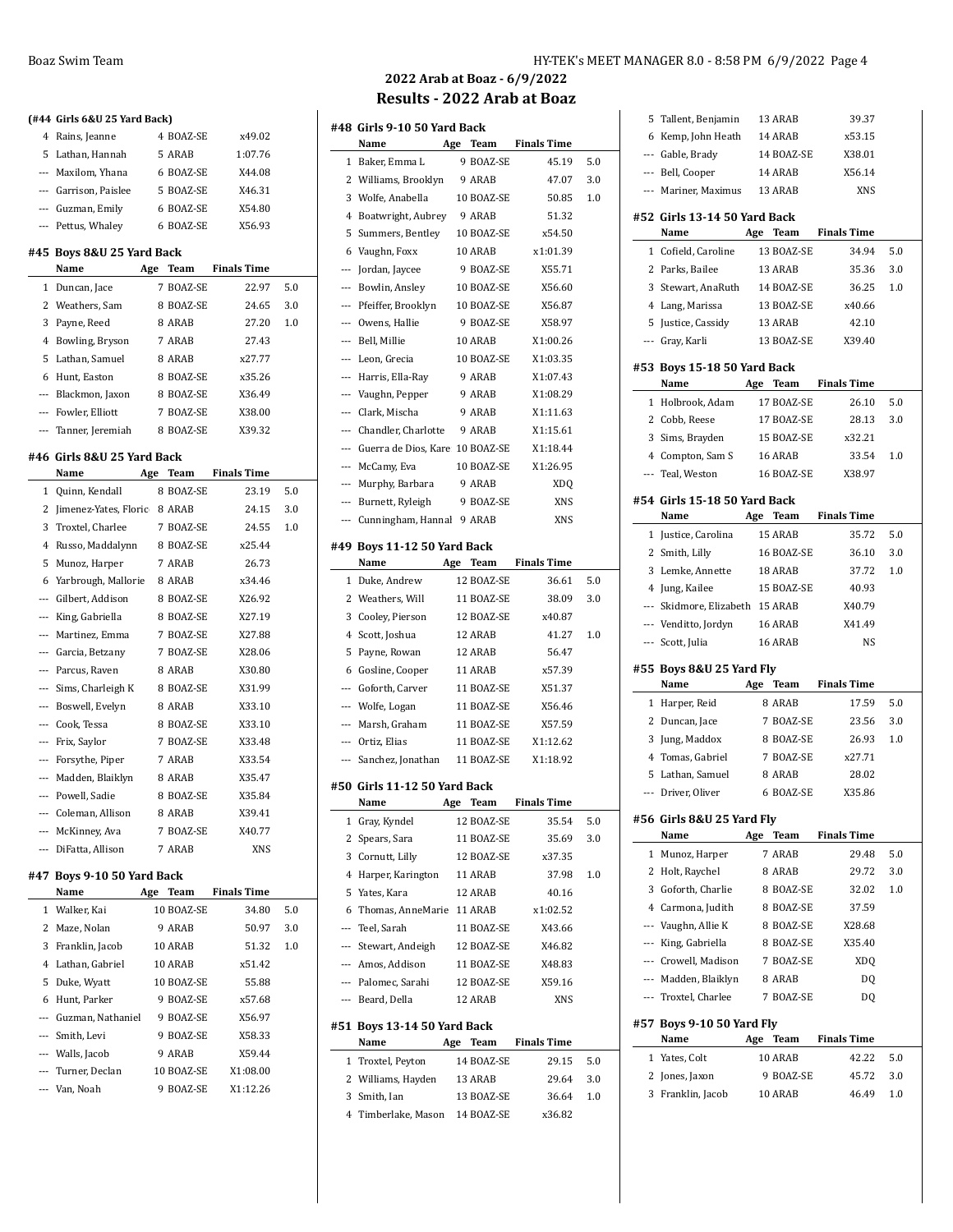## 2022 Arab at Boaz - 6/9/2022

## Results - 2022 Arab at Boaz

### (#44 Girls 6&U 25 Yard Back)

| | Name | Age | Team | Finals Time | |
|---|---|---|---|---|---|
| 4 | Rains, Jeanne | 4 | BOAZ-SE | x49.02 | |
| 5 | Lathan, Hannah | 5 | ARAB | 1:07.76 | |
| --- | Maxilom, Yhana | 6 | BOAZ-SE | X44.08 | |
| --- | Garrison, Paislee | 5 | BOAZ-SE | X46.31 | |
| --- | Guzman, Emily | 6 | BOAZ-SE | X54.80 | |
| --- | Pettus, Whaley | 6 | BOAZ-SE | X56.93 | |

### #45 Boys 8&U 25 Yard Back

| | Name | Age | Team | Finals Time | |
|---|---|---|---|---|---|
| 1 | Duncan, Jace | 7 | BOAZ-SE | 22.97 | 5.0 |
| 2 | Weathers, Sam | 8 | BOAZ-SE | 24.65 | 3.0 |
| 3 | Payne, Reed | 8 | ARAB | 27.20 | 1.0 |
| 4 | Bowling, Bryson | 7 | ARAB | 27.43 | |
| 5 | Lathan, Samuel | 8 | ARAB | x27.77 | |
| 6 | Hunt, Easton | 8 | BOAZ-SE | x35.26 | |
| --- | Blackmon, Jaxon | 8 | BOAZ-SE | X36.49 | |
| --- | Fowler, Elliott | 7 | BOAZ-SE | X38.00 | |
| --- | Tanner, Jeremiah | 8 | BOAZ-SE | X39.32 | |

### #46 Girls 8&U 25 Yard Back

| | Name | Age | Team | Finals Time | |
|---|---|---|---|---|---|
| 1 | Quinn, Kendall | 8 | BOAZ-SE | 23.19 | 5.0 |
| 2 | Jimenez-Yates, Floric | 8 | ARAB | 24.15 | 3.0 |
| 3 | Troxtel, Charlee | 7 | BOAZ-SE | 24.55 | 1.0 |
| 4 | Russo, Maddalynn | 8 | BOAZ-SE | x25.44 | |
| 5 | Munoz, Harper | 7 | ARAB | 26.73 | |
| 6 | Yarbrough, Mallorie | 8 | ARAB | x34.46 | |
| --- | Gilbert, Addison | 8 | BOAZ-SE | X26.92 | |
| --- | King, Gabriella | 8 | BOAZ-SE | X27.19 | |
| --- | Martinez, Emma | 7 | BOAZ-SE | X27.88 | |
| --- | Garcia, Betzany | 7 | BOAZ-SE | X28.06 | |
| --- | Parcus, Raven | 8 | ARAB | X30.80 | |
| --- | Sims, Charleigh K | 8 | BOAZ-SE | X31.99 | |
| --- | Boswell, Evelyn | 8 | ARAB | X33.10 | |
| --- | Cook, Tessa | 8 | BOAZ-SE | X33.10 | |
| --- | Frix, Saylor | 7 | BOAZ-SE | X33.48 | |
| --- | Forsythe, Piper | 7 | ARAB | X33.54 | |
| --- | Madden, Blaiklyn | 8 | ARAB | X35.47 | |
| --- | Powell, Sadie | 8 | BOAZ-SE | X35.84 | |
| --- | Coleman, Allison | 8 | ARAB | X39.41 | |
| --- | McKinney, Ava | 7 | BOAZ-SE | X40.77 | |
| --- | DiFatta, Allison | 7 | ARAB | XNS | |

### #47 Boys 9-10 50 Yard Back

| | Name | Age | Team | Finals Time | |
|---|---|---|---|---|---|
| 1 | Walker, Kai | 10 | BOAZ-SE | 34.80 | 5.0 |
| 2 | Maze, Nolan | 9 | ARAB | 50.97 | 3.0 |
| 3 | Franklin, Jacob | 10 | ARAB | 51.32 | 1.0 |
| 4 | Lathan, Gabriel | 10 | ARAB | x51.42 | |
| 5 | Duke, Wyatt | 10 | BOAZ-SE | 55.88 | |
| 6 | Hunt, Parker | 9 | BOAZ-SE | x57.68 | |
| --- | Guzman, Nathaniel | 9 | BOAZ-SE | X56.97 | |
| --- | Smith, Levi | 9 | BOAZ-SE | X58.33 | |
| --- | Walls, Jacob | 9 | ARAB | X59.44 | |
| --- | Turner, Declan | 10 | BOAZ-SE | X1:08.00 | |
| --- | Van, Noah | 9 | BOAZ-SE | X1:12.26 | |

### #48 Girls 9-10 50 Yard Back

| | Name | Age | Team | Finals Time | |
|---|---|---|---|---|---|
| 1 | Baker, Emma L | 9 | BOAZ-SE | 45.19 | 5.0 |
| 2 | Williams, Brooklyn | 9 | ARAB | 47.07 | 3.0 |
| 3 | Wolfe, Anabella | 10 | BOAZ-SE | 50.85 | 1.0 |
| 4 | Boatwright, Aubrey | 9 | ARAB | 51.32 | |
| 5 | Summers, Bentley | 10 | BOAZ-SE | x54.50 | |
| 6 | Vaughn, Foxx | 10 | ARAB | x1:01.39 | |
| --- | Jordan, Jaycee | 9 | BOAZ-SE | X55.71 | |
| --- | Bowlin, Ansley | 10 | BOAZ-SE | X56.60 | |
| --- | Pfeiffer, Brooklyn | 10 | BOAZ-SE | X56.87 | |
| --- | Owens, Hallie | 9 | BOAZ-SE | X58.97 | |
| --- | Bell, Millie | 10 | ARAB | X1:00.26 | |
| --- | Leon, Grecia | 10 | BOAZ-SE | X1:03.35 | |
| --- | Harris, Ella-Ray | 9 | ARAB | X1:07.43 | |
| --- | Vaughn, Pepper | 9 | ARAB | X1:08.29 | |
| --- | Clark, Mischa | 9 | ARAB | X1:11.63 | |
| --- | Chandler, Charlotte | 9 | ARAB | X1:15.61 | |
| --- | Guerra de Dios, Kare | 10 | BOAZ-SE | X1:18.44 | |
| --- | McCamy, Eva | 10 | BOAZ-SE | X1:26.95 | |
| --- | Murphy, Barbara | 9 | ARAB | XDQ | |
| --- | Burnett, Ryleigh | 9 | BOAZ-SE | XNS | |
| --- | Cunningham, Hannal | 9 | ARAB | XNS | |

### #49 Boys 11-12 50 Yard Back

| | Name | Age | Team | Finals Time | |
|---|---|---|---|---|---|
| 1 | Duke, Andrew | 12 | BOAZ-SE | 36.61 | 5.0 |
| 2 | Weathers, Will | 11 | BOAZ-SE | 38.09 | 3.0 |
| 3 | Cooley, Pierson | 12 | BOAZ-SE | x40.87 | |
| 4 | Scott, Joshua | 12 | ARAB | 41.27 | 1.0 |
| 5 | Payne, Rowan | 12 | ARAB | 56.47 | |
| 6 | Gosline, Cooper | 11 | ARAB | x57.39 | |
| --- | Goforth, Carver | 11 | BOAZ-SE | X51.37 | |
| --- | Wolfe, Logan | 11 | BOAZ-SE | X56.46 | |
| --- | Marsh, Graham | 11 | BOAZ-SE | X57.59 | |
| --- | Ortiz, Elias | 11 | BOAZ-SE | X1:12.62 | |
| --- | Sanchez, Jonathan | 11 | BOAZ-SE | X1:18.92 | |

### #50 Girls 11-12 50 Yard Back

| | Name | Age | Team | Finals Time | |
|---|---|---|---|---|---|
| 1 | Gray, Kyndel | 12 | BOAZ-SE | 35.54 | 5.0 |
| 2 | Spears, Sara | 11 | BOAZ-SE | 35.69 | 3.0 |
| 3 | Cornutt, Lilly | 12 | BOAZ-SE | x37.35 | |
| 4 | Harper, Karington | 11 | ARAB | 37.98 | 1.0 |
| 5 | Yates, Kara | 12 | ARAB | 40.16 | |
| 6 | Thomas, AnneMarie | 11 | ARAB | x1:02.52 | |
| --- | Teel, Sarah | 11 | BOAZ-SE | X43.66 | |
| --- | Stewart, Andeigh | 12 | BOAZ-SE | X46.82 | |
| --- | Amos, Addison | 11 | BOAZ-SE | X48.83 | |
| --- | Palomec, Sarahi | 12 | BOAZ-SE | X59.16 | |
| --- | Beard, Della | 12 | ARAB | XNS | |

### #51 Boys 13-14 50 Yard Back

| | Name | Age | Team | Finals Time | |
|---|---|---|---|---|---|
| 1 | Troxtel, Peyton | 14 | BOAZ-SE | 29.15 | 5.0 |
| 2 | Williams, Hayden | 13 | ARAB | 29.64 | 3.0 |
| 3 | Smith, Ian | 13 | BOAZ-SE | 36.64 | 1.0 |
| 4 | Timberlake, Mason | 14 | BOAZ-SE | x36.82 | |
| 5 | Tallent, Benjamin | 13 | ARAB | 39.37 | |
| 6 | Kemp, John Heath | 14 | ARAB | x53.15 | |
| --- | Gable, Brady | 14 | BOAZ-SE | X38.01 | |
| --- | Bell, Cooper | 14 | ARAB | X56.14 | |
| --- | Mariner, Maximus | 13 | ARAB | XNS | |

### #52 Girls 13-14 50 Yard Back

| | Name | Age | Team | Finals Time | |
|---|---|---|---|---|---|
| 1 | Cofield, Caroline | 13 | BOAZ-SE | 34.94 | 5.0 |
| 2 | Parks, Bailee | 13 | ARAB | 35.36 | 3.0 |
| 3 | Stewart, AnaRuth | 14 | BOAZ-SE | 36.25 | 1.0 |
| 4 | Lang, Marissa | 13 | BOAZ-SE | x40.66 | |
| 5 | Justice, Cassidy | 13 | ARAB | 42.10 | |
| --- | Gray, Karli | 13 | BOAZ-SE | X39.40 | |

### #53 Boys 15-18 50 Yard Back

| | Name | Age | Team | Finals Time | |
|---|---|---|---|---|---|
| 1 | Holbrook, Adam | 17 | BOAZ-SE | 26.10 | 5.0 |
| 2 | Cobb, Reese | 17 | BOAZ-SE | 28.13 | 3.0 |
| 3 | Sims, Brayden | 15 | BOAZ-SE | x32.21 | |
| 4 | Compton, Sam S | 16 | ARAB | 33.54 | 1.0 |
| --- | Teal, Weston | 16 | BOAZ-SE | X38.97 | |

### #54 Girls 15-18 50 Yard Back

| | Name | Age | Team | Finals Time | |
|---|---|---|---|---|---|
| 1 | Justice, Carolina | 15 | ARAB | 35.72 | 5.0 |
| 2 | Smith, Lilly | 16 | BOAZ-SE | 36.10 | 3.0 |
| 3 | Lemke, Annette | 18 | ARAB | 37.72 | 1.0 |
| 4 | Jung, Kailee | 15 | BOAZ-SE | 40.93 | |
| --- | Skidmore, Elizabeth | 15 | ARAB | X40.79 | |
| --- | Venditto, Jordyn | 16 | ARAB | X41.49 | |
| --- | Scott, Julia | 16 | ARAB | NS | |

### #55 Boys 8&U 25 Yard Fly

| | Name | Age | Team | Finals Time | |
|---|---|---|---|---|---|
| 1 | Harper, Reid | 8 | ARAB | 17.59 | 5.0 |
| 2 | Duncan, Jace | 7 | BOAZ-SE | 23.56 | 3.0 |
| 3 | Jung, Maddox | 8 | BOAZ-SE | 26.93 | 1.0 |
| 4 | Tomas, Gabriel | 7 | BOAZ-SE | x27.71 | |
| 5 | Lathan, Samuel | 8 | ARAB | 28.02 | |
| --- | Driver, Oliver | 6 | BOAZ-SE | X35.86 | |

### #56 Girls 8&U 25 Yard Fly

| | Name | Age | Team | Finals Time | |
|---|---|---|---|---|---|
| 1 | Munoz, Harper | 7 | ARAB | 29.48 | 5.0 |
| 2 | Holt, Raychel | 8 | ARAB | 29.72 | 3.0 |
| 3 | Goforth, Charlie | 8 | BOAZ-SE | 32.02 | 1.0 |
| 4 | Carmona, Judith | 8 | BOAZ-SE | 37.59 | |
| --- | Vaughn, Allie K | 8 | BOAZ-SE | X28.68 | |
| --- | King, Gabriella | 8 | BOAZ-SE | X35.40 | |
| --- | Crowell, Madison | 7 | BOAZ-SE | XDQ | |
| --- | Madden, Blaiklyn | 8 | ARAB | DQ | |
| --- | Troxtel, Charlee | 7 | BOAZ-SE | DQ | |

### #57 Boys 9-10 50 Yard Fly

| | Name | Age | Team | Finals Time | |
|---|---|---|---|---|---|
| 1 | Yates, Colt | 10 | ARAB | 42.22 | 5.0 |
| 2 | Jones, Jaxon | 9 | BOAZ-SE | 45.72 | 3.0 |
| 3 | Franklin, Jacob | 10 | ARAB | 46.49 | 1.0 |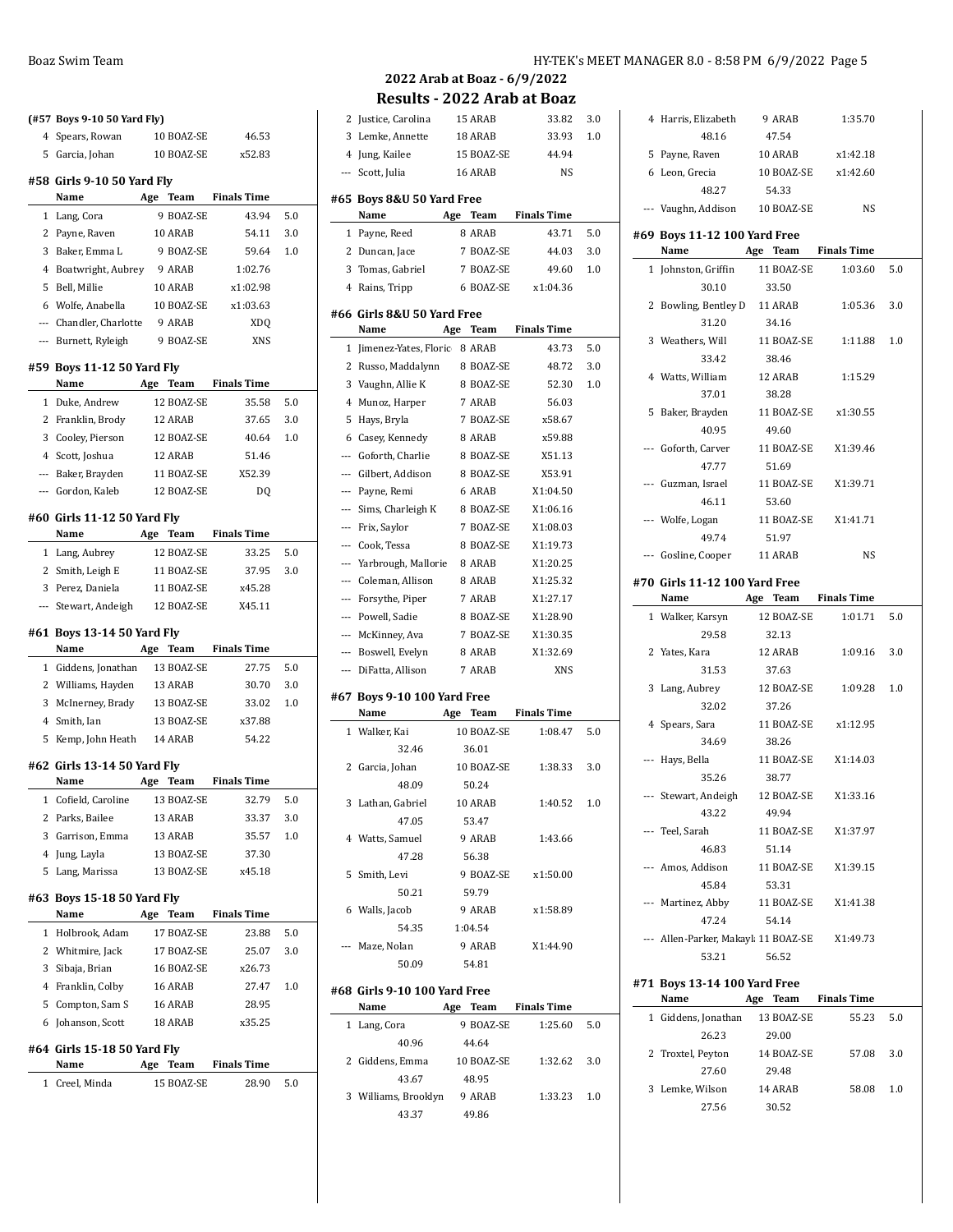## 2022 Arab at Boaz - 6/9/2022

## Results - 2022 Arab at Boaz

### (#57 Boys 9-10 50 Yard Fly)

| | Name | Age | Team | Finals Time | |
|---|---|---|---|---|---|
| 4 | Spears, Rowan | 10 | BOAZ-SE | 46.53 | |
| 5 | Garcia, Johan | 10 | BOAZ-SE | x52.83 | |

### #58 Girls 9-10 50 Yard Fly

| | Name | Age | Team | Finals Time | |
|---|---|---|---|---|---|
| 1 | Lang, Cora | 9 | BOAZ-SE | 43.94 | 5.0 |
| 2 | Payne, Raven | 10 | ARAB | 54.11 | 3.0 |
| 3 | Baker, Emma L | 9 | BOAZ-SE | 59.64 | 1.0 |
| 4 | Boatwright, Aubrey | 9 | ARAB | 1:02.76 | |
| 5 | Bell, Millie | 10 | ARAB | x1:02.98 | |
| 6 | Wolfe, Anabella | 10 | BOAZ-SE | x1:03.63 | |
| --- | Chandler, Charlotte | 9 | ARAB | XDQ | |
| --- | Burnett, Ryleigh | 9 | BOAZ-SE | XNS | |

### #59 Boys 11-12 50 Yard Fly

| | Name | Age | Team | Finals Time | |
|---|---|---|---|---|---|
| 1 | Duke, Andrew | 12 | BOAZ-SE | 35.58 | 5.0 |
| 2 | Franklin, Brody | 12 | ARAB | 37.65 | 3.0 |
| 3 | Cooley, Pierson | 12 | BOAZ-SE | 40.64 | 1.0 |
| 4 | Scott, Joshua | 12 | ARAB | 51.46 | |
| --- | Baker, Brayden | 11 | BOAZ-SE | X52.39 | |
| --- | Gordon, Kaleb | 12 | BOAZ-SE | DQ | |

### #60 Girls 11-12 50 Yard Fly

| | Name | Age | Team | Finals Time | |
|---|---|---|---|---|---|
| 1 | Lang, Aubrey | 12 | BOAZ-SE | 33.25 | 5.0 |
| 2 | Smith, Leigh E | 11 | BOAZ-SE | 37.95 | 3.0 |
| 3 | Perez, Daniela | 11 | BOAZ-SE | x45.28 | |
| --- | Stewart, Andeigh | 12 | BOAZ-SE | X45.11 | |

### #61 Boys 13-14 50 Yard Fly

| | Name | Age | Team | Finals Time | |
|---|---|---|---|---|---|
| 1 | Giddens, Jonathan | 13 | BOAZ-SE | 27.75 | 5.0 |
| 2 | Williams, Hayden | 13 | ARAB | 30.70 | 3.0 |
| 3 | McInerney, Brady | 13 | BOAZ-SE | 33.02 | 1.0 |
| 4 | Smith, Ian | 13 | BOAZ-SE | x37.88 | |
| 5 | Kemp, John Heath | 14 | ARAB | 54.22 | |

### #62 Girls 13-14 50 Yard Fly

| | Name | Age | Team | Finals Time | |
|---|---|---|---|---|---|
| 1 | Cofield, Caroline | 13 | BOAZ-SE | 32.79 | 5.0 |
| 2 | Parks, Bailee | 13 | ARAB | 33.37 | 3.0 |
| 3 | Garrison, Emma | 13 | ARAB | 35.57 | 1.0 |
| 4 | Jung, Layla | 13 | BOAZ-SE | 37.30 | |
| 5 | Lang, Marissa | 13 | BOAZ-SE | x45.18 | |

### #63 Boys 15-18 50 Yard Fly

| | Name | Age | Team | Finals Time | |
|---|---|---|---|---|---|
| 1 | Holbrook, Adam | 17 | BOAZ-SE | 23.88 | 5.0 |
| 2 | Whitmire, Jack | 17 | BOAZ-SE | 25.07 | 3.0 |
| 3 | Sibaja, Brian | 16 | BOAZ-SE | x26.73 | |
| 4 | Franklin, Colby | 16 | ARAB | 27.47 | 1.0 |
| 5 | Compton, Sam S | 16 | ARAB | 28.95 | |
| 6 | Johanson, Scott | 18 | ARAB | x35.25 | |

### #64 Girls 15-18 50 Yard Fly

| | Name | Age | Team | Finals Time | |
|---|---|---|---|---|---|
| 1 | Creel, Minda | 15 | BOAZ-SE | 28.90 | 5.0 |
| 2 | Justice, Carolina | 15 | ARAB | 33.82 | 3.0 |
| 3 | Lemke, Annette | 18 | ARAB | 33.93 | 1.0 |
| 4 | Jung, Kailee | 15 | BOAZ-SE | 44.94 | |
| --- | Scott, Julia | 16 | ARAB | NS | |

### #65 Boys 8&U 50 Yard Free

| | Name | Age | Team | Finals Time | |
|---|---|---|---|---|---|
| 1 | Payne, Reed | 8 | ARAB | 43.71 | 5.0 |
| 2 | Duncan, Jace | 7 | BOAZ-SE | 44.03 | 3.0 |
| 3 | Tomas, Gabriel | 7 | BOAZ-SE | 49.60 | 1.0 |
| 4 | Rains, Tripp | 6 | BOAZ-SE | x1:04.36 | |

### #66 Girls 8&U 50 Yard Free

| | Name | Age | Team | Finals Time | |
|---|---|---|---|---|---|
| 1 | Jimenez-Yates, Floric | 8 | ARAB | 43.73 | 5.0 |
| 2 | Russo, Maddalynn | 8 | BOAZ-SE | 48.72 | 3.0 |
| 3 | Vaughn, Allie K | 8 | BOAZ-SE | 52.30 | 1.0 |
| 4 | Munoz, Harper | 7 | ARAB | 56.03 | |
| 5 | Hays, Bryla | 7 | BOAZ-SE | x58.67 | |
| 6 | Casey, Kennedy | 8 | ARAB | x59.88 | |
| --- | Goforth, Charlie | 8 | BOAZ-SE | X51.13 | |
| --- | Gilbert, Addison | 8 | BOAZ-SE | X53.91 | |
| --- | Payne, Remi | 6 | ARAB | X1:04.50 | |
| --- | Sims, Charleigh K | 8 | BOAZ-SE | X1:06.16 | |
| --- | Frix, Saylor | 7 | BOAZ-SE | X1:08.03 | |
| --- | Cook, Tessa | 8 | BOAZ-SE | X1:19.73 | |
| --- | Yarbrough, Mallorie | 8 | ARAB | X1:20.25 | |
| --- | Coleman, Allison | 8 | ARAB | X1:25.32 | |
| --- | Forsythe, Piper | 7 | ARAB | X1:27.17 | |
| --- | Powell, Sadie | 8 | BOAZ-SE | X1:28.90 | |
| --- | McKinney, Ava | 7 | BOAZ-SE | X1:30.35 | |
| --- | Boswell, Evelyn | 8 | ARAB | X1:32.69 | |
| --- | DiFatta, Allison | 7 | ARAB | XNS | |

### #67 Boys 9-10 100 Yard Free

| | Name | Age | Team | Finals Time | |
|---|---|---|---|---|---|
| 1 | Walker, Kai | 10 | BOAZ-SE | 1:08.47 | 5.0 |
| | 32.46 | 36.01 | | | |
| 2 | Garcia, Johan | 10 | BOAZ-SE | 1:38.33 | 3.0 |
| | 48.09 | 50.24 | | | |
| 3 | Lathan, Gabriel | 10 | ARAB | 1:40.52 | 1.0 |
| | 47.05 | 53.47 | | | |
| 4 | Watts, Samuel | 9 | ARAB | 1:43.66 | |
| | 47.28 | 56.38 | | | |
| 5 | Smith, Levi | 9 | BOAZ-SE | x1:50.00 | |
| | 50.21 | 59.79 | | | |
| 6 | Walls, Jacob | 9 | ARAB | x1:58.89 | |
| | 54.35 | 1:04.54 | | | |
| --- | Maze, Nolan | 9 | ARAB | X1:44.90 | |
| | 50.09 | 54.81 | | | |

### #68 Girls 9-10 100 Yard Free

| | Name | Age | Team | Finals Time | |
|---|---|---|---|---|---|
| 1 | Lang, Cora | 9 | BOAZ-SE | 1:25.60 | 5.0 |
| | 40.96 | 44.64 | | | |
| 2 | Giddens, Emma | 10 | BOAZ-SE | 1:32.62 | 3.0 |
| | 43.67 | 48.95 | | | |
| 3 | Williams, Brooklyn | 9 | ARAB | 1:33.23 | 1.0 |
| | 43.37 | 49.86 | | | |
| 4 | Harris, Elizabeth | 9 | ARAB | 1:35.70 | |
| | 48.16 | 47.54 | | | |
| 5 | Payne, Raven | 10 | ARAB | x1:42.18 | |
| 6 | Leon, Grecia | 10 | BOAZ-SE | x1:42.60 | |
| | 48.27 | 54.33 | | | |
| --- | Vaughn, Addison | 10 | BOAZ-SE | NS | |

### #69 Boys 11-12 100 Yard Free

| | Name | Age | Team | Finals Time | |
|---|---|---|---|---|---|
| 1 | Johnston, Griffin | 11 | BOAZ-SE | 1:03.60 | 5.0 |
| | 30.10 | 33.50 | | | |
| 2 | Bowling, Bentley D | 11 | ARAB | 1:05.36 | 3.0 |
| | 31.20 | 34.16 | | | |
| 3 | Weathers, Will | 11 | BOAZ-SE | 1:11.88 | 1.0 |
| | 33.42 | 38.46 | | | |
| 4 | Watts, William | 12 | ARAB | 1:15.29 | |
| | 37.01 | 38.28 | | | |
| 5 | Baker, Brayden | 11 | BOAZ-SE | x1:30.55 | |
| | 40.95 | 49.60 | | | |
| --- | Goforth, Carver | 11 | BOAZ-SE | X1:39.46 | |
| | 47.77 | 51.69 | | | |
| --- | Guzman, Israel | 11 | BOAZ-SE | X1:39.71 | |
| | 46.11 | 53.60 | | | |
| --- | Wolfe, Logan | 11 | BOAZ-SE | X1:41.71 | |
| | 49.74 | 51.97 | | | |
| --- | Gosline, Cooper | 11 | ARAB | NS | |

### #70 Girls 11-12 100 Yard Free

| | Name | Age | Team | Finals Time | |
|---|---|---|---|---|---|
| 1 | Walker, Karsyn | 12 | BOAZ-SE | 1:01.71 | 5.0 |
| | 29.58 | 32.13 | | | |
| 2 | Yates, Kara | 12 | ARAB | 1:09.16 | 3.0 |
| | 31.53 | 37.63 | | | |
| 3 | Lang, Aubrey | 12 | BOAZ-SE | 1:09.28 | 1.0 |
| | 32.02 | 37.26 | | | |
| 4 | Spears, Sara | 11 | BOAZ-SE | x1:12.95 | |
| | 34.69 | 38.26 | | | |
| --- | Hays, Bella | 11 | BOAZ-SE | X1:14.03 | |
| | 35.26 | 38.77 | | | |
| --- | Stewart, Andeigh | 12 | BOAZ-SE | X1:33.16 | |
| | 43.22 | 49.94 | | | |
| --- | Teel, Sarah | 11 | BOAZ-SE | X1:37.97 | |
| | 46.83 | 51.14 | | | |
| --- | Amos, Addison | 11 | BOAZ-SE | X1:39.15 | |
| | 45.84 | 53.31 | | | |
| --- | Martinez, Abby | 11 | BOAZ-SE | X1:41.38 | |
| | 47.24 | 54.14 | | | |
| --- | Allen-Parker, Makayla | 11 | BOAZ-SE | X1:49.73 | |
| | 53.21 | 56.52 | | | |

### #71 Boys 13-14 100 Yard Free

| | Name | Age | Team | Finals Time | |
|---|---|---|---|---|---|
| 1 | Giddens, Jonathan | 13 | BOAZ-SE | 55.23 | 5.0 |
| | 26.23 | 29.00 | | | |
| 2 | Troxtel, Peyton | 14 | BOAZ-SE | 57.08 | 3.0 |
| | 27.60 | 29.48 | | | |
| 3 | Lemke, Wilson | 14 | ARAB | 58.08 | 1.0 |
| | 27.56 | 30.52 | | | |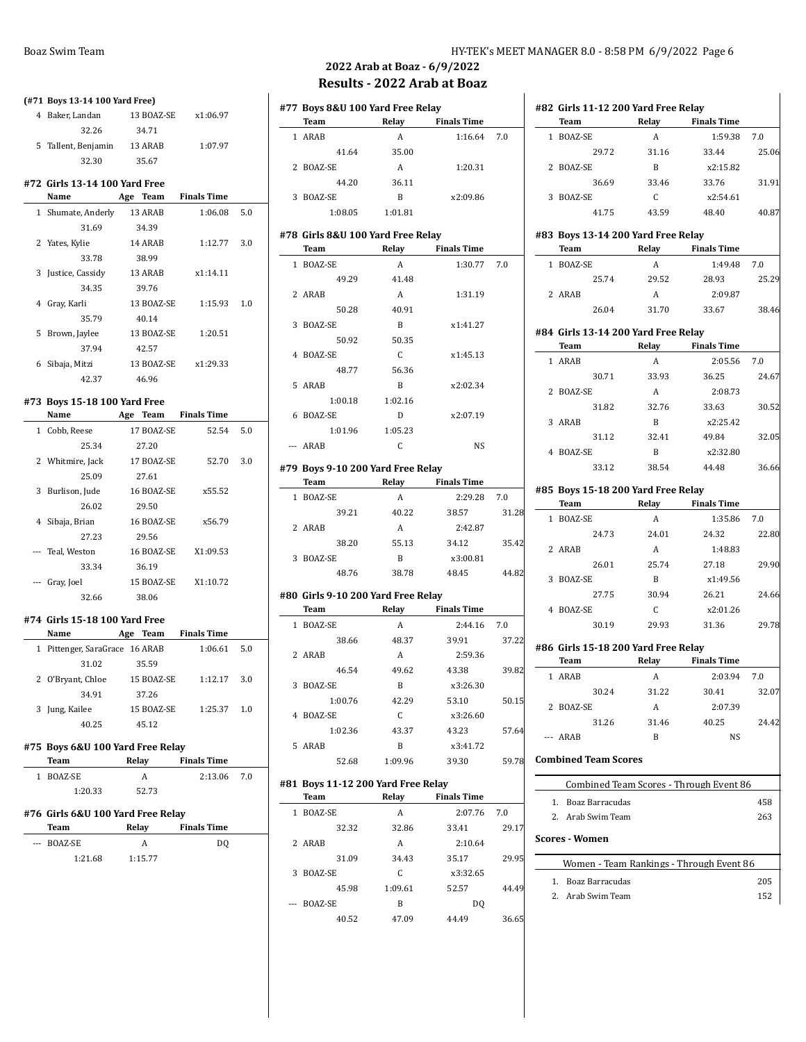# 2022 Arab at Boaz - 6/9/2022

## Results - 2022 Arab at Boaz

### (#71 Boys 13-14 100 Yard Free)

| | Name | Age | Team | Finals Time | |
|---|---|---|---|---|---|
| 4 | Baker, Landan | 13 | BOAZ-SE | x1:06.97 | |
| | 32.26 | 34.71 | | | |
| 5 | Tallent, Benjamin | 13 | ARAB | 1:07.97 | |
| | 32.30 | 35.67 | | | |

### #72 Girls 13-14 100 Yard Free

| | Name | Age | Team | Finals Time | |
|---|---|---|---|---|---|
| 1 | Shumate, Anderly | 13 | ARAB | 1:06.08 | 5.0 |
| | 31.69 | 34.39 | | | |
| 2 | Yates, Kylie | 14 | ARAB | 1:12.77 | 3.0 |
| | 33.78 | 38.99 | | | |
| 3 | Justice, Cassidy | 13 | ARAB | x1:14.11 | |
| | 34.35 | 39.76 | | | |
| 4 | Gray, Karli | 13 | BOAZ-SE | 1:15.93 | 1.0 |
| | 35.79 | 40.14 | | | |
| 5 | Brown, Jaylee | 13 | BOAZ-SE | 1:20.51 | |
| | 37.94 | 42.57 | | | |
| 6 | Sibaja, Mitzi | 13 | BOAZ-SE | x1:29.33 | |
| | 42.37 | 46.96 | | | |

### #73 Boys 15-18 100 Yard Free

| | Name | Age | Team | Finals Time | |
|---|---|---|---|---|---|
| 1 | Cobb, Reese | 17 | BOAZ-SE | 52.54 | 5.0 |
| | 25.34 | 27.20 | | | |
| 2 | Whitmire, Jack | 17 | BOAZ-SE | 52.70 | 3.0 |
| | 25.09 | 27.61 | | | |
| 3 | Burlison, Jude | 16 | BOAZ-SE | x55.52 | |
| | 26.02 | 29.50 | | | |
| 4 | Sibaja, Brian | 16 | BOAZ-SE | x56.79 | |
| | 27.23 | 29.56 | | | |
| --- | Teal, Weston | 16 | BOAZ-SE | X1:09.53 | |
| | 33.34 | 36.19 | | | |
| --- | Gray, Joel | 15 | BOAZ-SE | X1:10.72 | |
| | 32.66 | 38.06 | | | |

### #74 Girls 15-18 100 Yard Free

| | Name | Age | Team | Finals Time | |
|---|---|---|---|---|---|
| 1 | Pittenger, SaraGrace | 16 | ARAB | 1:06.61 | 5.0 |
| | 31.02 | 35.59 | | | |
| 2 | O'Bryant, Chloe | 15 | BOAZ-SE | 1:12.17 | 3.0 |
| | 34.91 | 37.26 | | | |
| 3 | Jung, Kailee | 15 | BOAZ-SE | 1:25.37 | 1.0 |
| | 40.25 | 45.12 | | | |

### #75 Boys 6&U 100 Yard Free Relay

| | Team | Relay | Finals Time | |
|---|---|---|---|---|
| 1 | BOAZ-SE | A | 2:13.06 | 7.0 |
| | 1:20.33 | 52.73 | | |

### #76 Girls 6&U 100 Yard Free Relay

| | Team | Relay | Finals Time |
|---|---|---|---|
| --- | BOAZ-SE | A | DQ |
| | 1:21.68 | 1:15.77 | |

### #77 Boys 8&U 100 Yard Free Relay

| | Team | Relay | Finals Time | |
|---|---|---|---|---|
| 1 | ARAB | A | 1:16.64 | 7.0 |
| | 41.64 | 35.00 | | |
| 2 | BOAZ-SE | A | 1:20.31 | |
| | 44.20 | 36.11 | | |
| 3 | BOAZ-SE | B | x2:09.86 | |
| | 1:08.05 | 1:01.81 | | |

### #78 Girls 8&U 100 Yard Free Relay

| | Team | Relay | Finals Time | |
|---|---|---|---|---|
| 1 | BOAZ-SE | A | 1:30.77 | 7.0 |
| | 49.29 | 41.48 | | |
| 2 | ARAB | A | 1:31.19 | |
| | 50.28 | 40.91 | | |
| 3 | BOAZ-SE | B | x1:41.27 | |
| | 50.92 | 50.35 | | |
| 4 | BOAZ-SE | C | x1:45.13 | |
| | 48.77 | 56.36 | | |
| 5 | ARAB | B | x2:02.34 | |
| | 1:00.18 | 1:02.16 | | |
| 6 | BOAZ-SE | D | x2:07.19 | |
| | 1:01.96 | 1:05.23 | | |
| --- | ARAB | C | NS | |

### #79 Boys 9-10 200 Yard Free Relay

| | Team | Relay | Finals Time | |
|---|---|---|---|---|
| 1 | BOAZ-SE | A | 2:29.28 | 7.0 |
| | 39.21 | 40.22 | 38.57 | 31.28 |
| 2 | ARAB | A | 2:42.87 | |
| | 38.20 | 55.13 | 34.12 | 35.42 |
| 3 | BOAZ-SE | B | x3:00.81 | |
| | 48.76 | 38.78 | 48.45 | 44.82 |

### #80 Girls 9-10 200 Yard Free Relay

| | Team | Relay | Finals Time | |
|---|---|---|---|---|
| 1 | BOAZ-SE | A | 2:44.16 | 7.0 |
| | 38.66 | 48.37 | 39.91 | 37.22 |
| 2 | ARAB | A | 2:59.36 | |
| | 46.54 | 49.62 | 43.38 | 39.82 |
| 3 | BOAZ-SE | B | x3:26.30 | |
| | 1:00.76 | 42.29 | 53.10 | 50.15 |
| 4 | BOAZ-SE | C | x3:26.60 | |
| | 1:02.36 | 43.37 | 43.23 | 57.64 |
| 5 | ARAB | B | x3:41.72 | |
| | 52.68 | 1:09.96 | 39.30 | 59.78 |

### #81 Boys 11-12 200 Yard Free Relay

| | Team | Relay | Finals Time | |
|---|---|---|---|---|
| 1 | BOAZ-SE | A | 2:07.76 | 7.0 |
| | 32.32 | 32.86 | 33.41 | 29.17 |
| 2 | ARAB | A | 2:10.64 | |
| | 31.09 | 34.43 | 35.17 | 29.95 |
| 3 | BOAZ-SE | C | x3:32.65 | |
| | 45.98 | 1:09.61 | 52.57 | 44.49 |
| --- | BOAZ-SE | B | DQ | |
| | 40.52 | 47.09 | 44.49 | 36.65 |

### #82 Girls 11-12 200 Yard Free Relay

| | Team | Relay | Finals Time | |
|---|---|---|---|---|
| 1 | BOAZ-SE | A | 1:59.38 | 7.0 |
| | 29.72 | 31.16 | 33.44 | 25.06 |
| 2 | BOAZ-SE | B | x2:15.82 | |
| | 36.69 | 33.46 | 33.76 | 31.91 |
| 3 | BOAZ-SE | C | x2:54.61 | |
| | 41.75 | 43.59 | 48.40 | 40.87 |

### #83 Boys 13-14 200 Yard Free Relay

| | Team | Relay | Finals Time | |
|---|---|---|---|---|
| 1 | BOAZ-SE | A | 1:49.48 | 7.0 |
| | 25.74 | 29.52 | 28.93 | 25.29 |
| 2 | ARAB | A | 2:09.87 | |
| | 26.04 | 31.70 | 33.67 | 38.46 |

### #84 Girls 13-14 200 Yard Free Relay

| | Team | Relay | Finals Time | |
|---|---|---|---|---|
| 1 | ARAB | A | 2:05.56 | 7.0 |
| | 30.71 | 33.93 | 36.25 | 24.67 |
| 2 | BOAZ-SE | A | 2:08.73 | |
| | 31.82 | 32.76 | 33.63 | 30.52 |
| 3 | ARAB | B | x2:25.42 | |
| | 31.12 | 32.41 | 49.84 | 32.05 |
| 4 | BOAZ-SE | B | x2:32.80 | |
| | 33.12 | 38.54 | 44.48 | 36.66 |

### #85 Boys 15-18 200 Yard Free Relay

| | Team | Relay | Finals Time | |
|---|---|---|---|---|
| 1 | BOAZ-SE | A | 1:35.86 | 7.0 |
| | 24.73 | 24.01 | 24.32 | 22.80 |
| 2 | ARAB | A | 1:48.83 | |
| | 26.01 | 25.74 | 27.18 | 29.90 |
| 3 | BOAZ-SE | B | x1:49.56 | |
| | 27.75 | 30.94 | 26.21 | 24.66 |
| 4 | BOAZ-SE | C | x2:01.26 | |
| | 30.19 | 29.93 | 31.36 | 29.78 |

### #86 Girls 15-18 200 Yard Free Relay

| | Team | Relay | Finals Time | |
|---|---|---|---|---|
| 1 | ARAB | A | 2:03.94 | 7.0 |
| | 30.24 | 31.22 | 30.41 | 32.07 |
| 2 | BOAZ-SE | A | 2:07.39 | |
| | 31.26 | 31.46 | 40.25 | 24.42 |
| --- | ARAB | B | NS | |

### Combined Team Scores

| Combined Team Scores - Through Event 86 | |
|---|---|
| 1. Boaz Barracudas | 458 |
| 2. Arab Swim Team | 263 |

### Scores - Women

| Women - Team Rankings - Through Event 86 | |
|---|---|
| 1. Boaz Barracudas | 205 |
| 2. Arab Swim Team | 152 |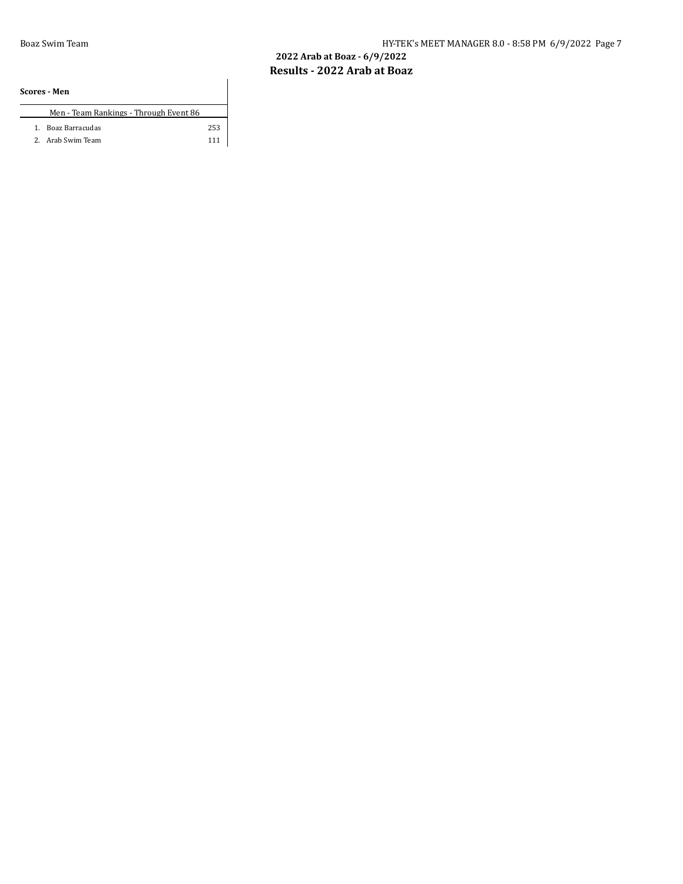## 2022 Arab at Boaz - 6/9/2022

# Results - 2022 Arab at Boaz

**Scores - Men**

| Men - Team Rankings - Through Event 86 | | |
| --- | --- | --- |
| 1. | Boaz Barracudas | 253 |
| 2. | Arab Swim Team | 111 |